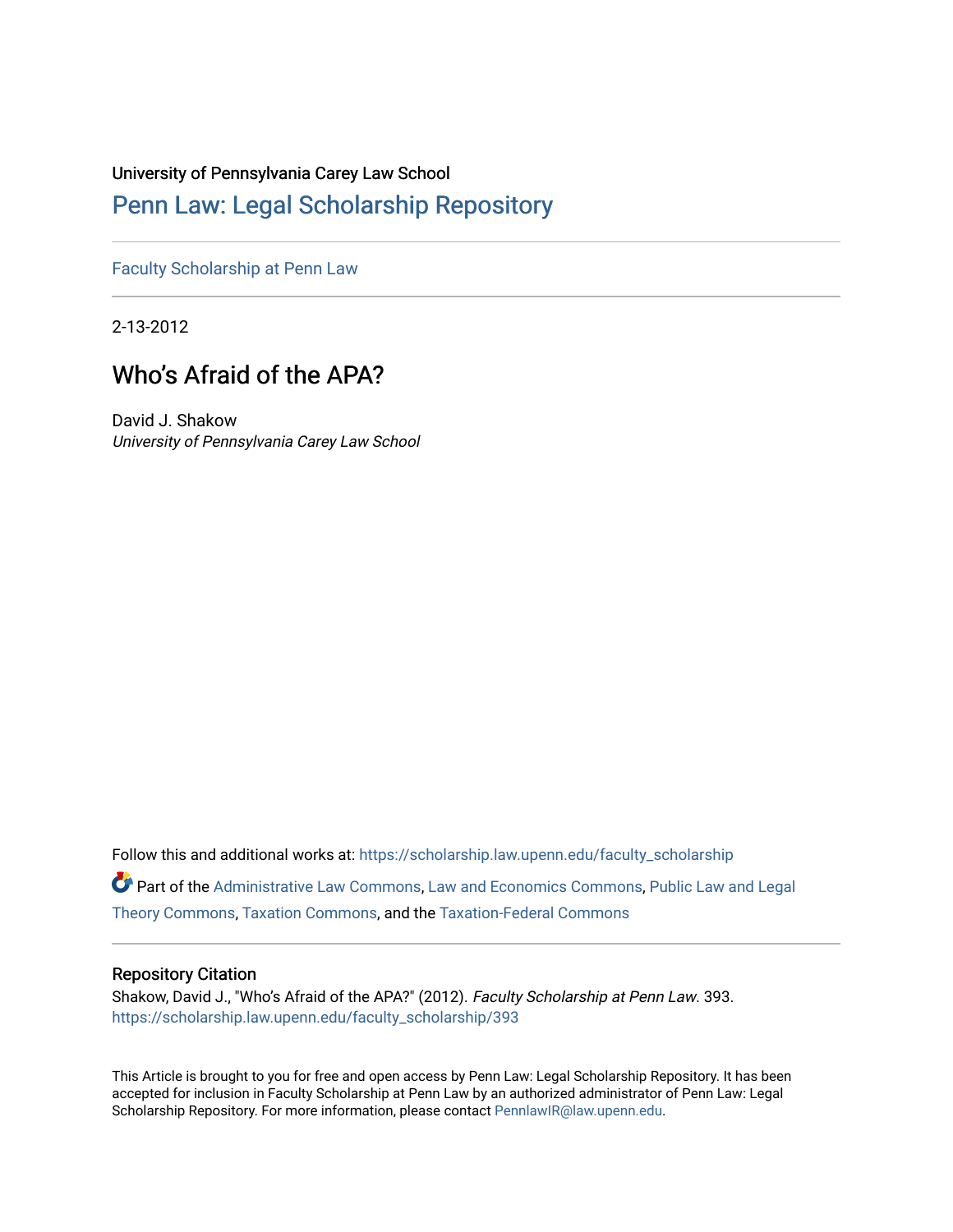University of Pennsylvania Carey Law School

# Penn Law: Legal Scholarship Repository

Faculty Scholarship at Penn Law

2-13-2012

## Who's Afraid of the APA?

David J. Shakow

*University of Pennsylvania Carey Law School*

Follow this and additional works at: https://scholarship.law.upenn.edu/faculty_scholarship

Part of the Administrative Law Commons, Law and Economics Commons, Public Law and Legal Theory Commons, Taxation Commons, and the Taxation-Federal Commons

### Repository Citation

Shakow, David J., "Who's Afraid of the APA?" (2012). *Faculty Scholarship at Penn Law*. 393.
https://scholarship.law.upenn.edu/faculty_scholarship/393

This Article is brought to you for free and open access by Penn Law: Legal Scholarship Repository. It has been accepted for inclusion in Faculty Scholarship at Penn Law by an authorized administrator of Penn Law: Legal Scholarship Repository. For more information, please contact PennlawIR@law.upenn.edu.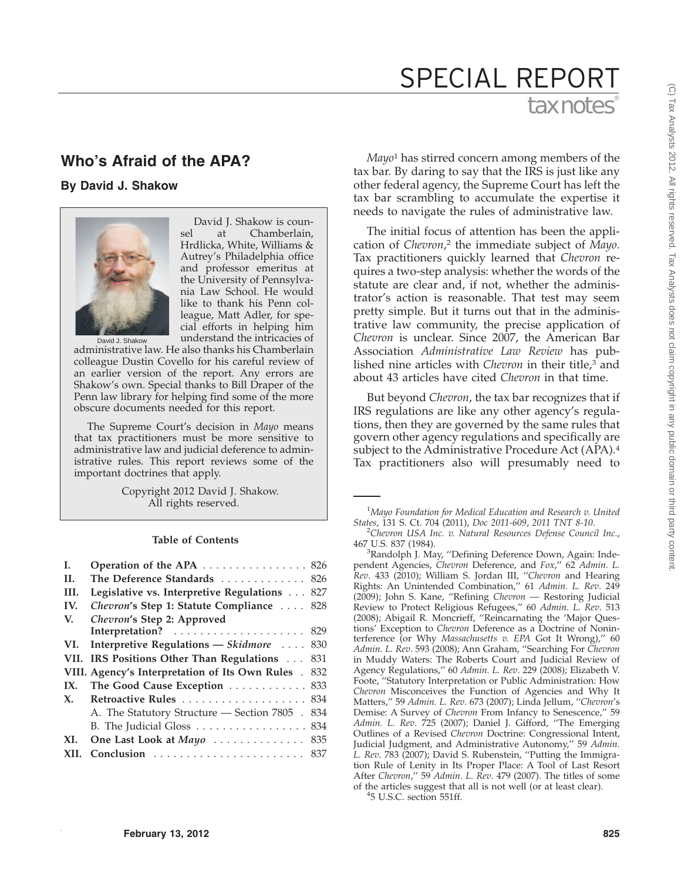# SPECIAL REPORT

## Who's Afraid of the APA?

### By David J. Shakow

David J. Shakow is counsel at Chamberlain, Hrdlicka, White, Williams & Autrey's Philadelphia office and professor emeritus at the University of Pennsylvania Law School. He would like to thank his Penn colleague, Matt Adler, for special efforts in helping him understand the intricacies of administrative law. He also thanks his Chamberlain colleague Dustin Covello for his careful review of an earlier version of the report. Any errors are Shakow's own. Special thanks to Bill Draper of the Penn law library for helping find some of the more obscure documents needed for this report.

The Supreme Court's decision in *Mayo* means that tax practitioners must be more sensitive to administrative law and judicial deference to administrative rules. This report reviews some of the important doctrines that apply.

Copyright 2012 David J. Shakow.
All rights reserved.

**Table of Contents**

| | | |
|---|---|---|
| I. | **Operation of the APA** | 826 |
| II. | **The Deference Standards** | 826 |
| III. | **Legislative vs. Interpretive Regulations** | 827 |
| IV. | ***Chevron*'s Step 1: Statute Compliance** | 828 |
| V. | ***Chevron*'s Step 2: Approved Interpretation?** | 829 |
| VI. | **Interpretive Regulations — *Skidmore*** | 830 |
| VII. | **IRS Positions Other Than Regulations** | 831 |
| VIII. | **Agency's Interpretation of Its Own Rules** | 832 |
| IX. | **The Good Cause Exception** | 833 |
| X. | **Retroactive Rules** | 834 |
| | A. The Statutory Structure — Section 7805 | 834 |
| | B. The Judicial Gloss | 834 |
| XI. | **One Last Look at *Mayo*** | 835 |
| XII. | **Conclusion** | 837 |

*Mayo*[1] has stirred concern among members of the tax bar. By daring to say that the IRS is just like any other federal agency, the Supreme Court has left the tax bar scrambling to accumulate the expertise it needs to navigate the rules of administrative law.

The initial focus of attention has been the application of *Chevron*,[2] the immediate subject of *Mayo*. Tax practitioners quickly learned that *Chevron* requires a two-step analysis: whether the words of the statute are clear and, if not, whether the administrator's action is reasonable. That test may seem pretty simple. But it turns out that in the administrative law community, the precise application of *Chevron* is unclear. Since 2007, the American Bar Association *Administrative Law Review* has published nine articles with *Chevron* in their title,[3] and about 43 articles have cited *Chevron* in that time.

But beyond *Chevron*, the tax bar recognizes that if IRS regulations are like any other agency's regulations, then they are governed by the same rules that govern other agency regulations and specifically are subject to the Administrative Procedure Act (APA).[4] Tax practitioners also will presumably need to

---

[1] *Mayo Foundation for Medical Education and Research v. United States*, 131 S. Ct. 704 (2011), *Doc 2011-609*, *2011 TNT 8-10*.

[2] *Chevron USA Inc. v. Natural Resources Defense Council Inc.*, 467 U.S. 837 (1984).

[3] Randolph J. May, "Defining Deference Down, Again: Independent Agencies, *Chevron* Deference, and *Fox*," 62 *Admin. L. Rev.* 433 (2010); William S. Jordan III, "*Chevron* and Hearing Rights: An Unintended Combination," 61 *Admin. L. Rev*. 249 (2009); John S. Kane, "Refining *Chevron* — Restoring Judicial Review to Protect Religious Refugees," 60 *Admin. L. Rev*. 513 (2008); Abigail R. Moncrieff, "Reincarnating the 'Major Questions' Exception to *Chevron* Deference as a Doctrine of Noninterference (or Why *Massachusetts v. EPA* Got It Wrong)," 60 *Admin. L. Rev*. 593 (2008); Ann Graham, "Searching For *Chevron* in Muddy Waters: The Roberts Court and Judicial Review of Agency Regulations," 60 *Admin. L. Rev*. 229 (2008); Elizabeth V. Foote, "Statutory Interpretation or Public Administration: How *Chevron* Misconceives the Function of Agencies and Why It Matters," 59 *Admin. L. Rev*. 673 (2007); Linda Jellum, "*Chevron*'s Demise: A Survey of *Chevron* From Infancy to Senescence," 59 *Admin. L. Rev*. 725 (2007); Daniel J. Gifford, "The Emerging Outlines of a Revised *Chevron* Doctrine: Congressional Intent, Judicial Judgment, and Administrative Autonomy," 59 *Admin. L. Rev*. 783 (2007); David S. Rubenstein, "Putting the Immigration Rule of Lenity in Its Proper Place: A Tool of Last Resort After *Chevron*," 59 *Admin. L. Rev*. 479 (2007). The titles of some of the articles suggest that all is not well (or at least clear).

[4] 5 U.S.C. section 551ff.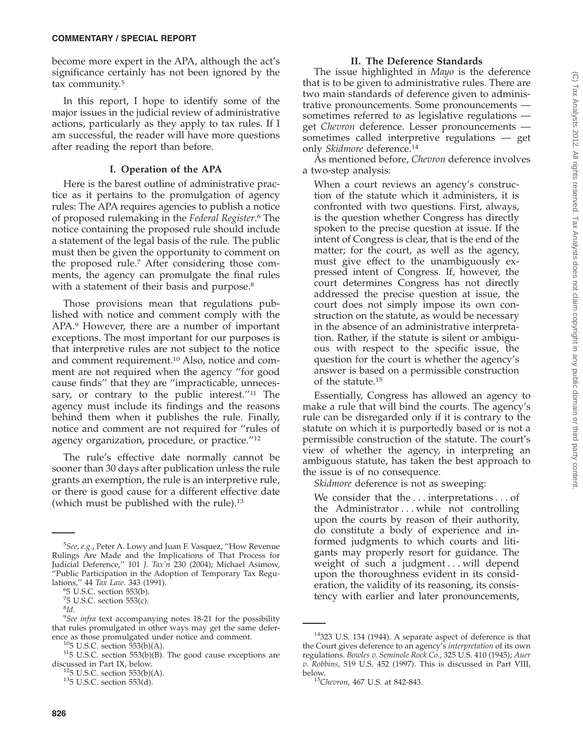become more expert in the APA, although the act's significance certainly has not been ignored by the tax community.[5]

In this report, I hope to identify some of the major issues in the judicial review of administrative actions, particularly as they apply to tax rules. If I am successful, the reader will have more questions after reading the report than before.

## I. Operation of the APA

Here is the barest outline of administrative practice as it pertains to the promulgation of agency rules: The APA requires agencies to publish a notice of proposed rulemaking in the *Federal Register*.[6] The notice containing the proposed rule should include a statement of the legal basis of the rule. The public must then be given the opportunity to comment on the proposed rule.[7] After considering those comments, the agency can promulgate the final rules with a statement of their basis and purpose.[8]

Those provisions mean that regulations published with notice and comment comply with the APA.[9] However, there are a number of important exceptions. The most important for our purposes is that interpretive rules are not subject to the notice and comment requirement.[10] Also, notice and comment are not required when the agency ''for good cause finds'' that they are ''impracticable, unnecessary, or contrary to the public interest.''[11] The agency must include its findings and the reasons behind them when it publishes the rule. Finally, notice and comment are not required for ''rules of agency organization, procedure, or practice.''[12]

The rule's effective date normally cannot be sooner than 30 days after publication unless the rule grants an exemption, the rule is an interpretive rule, or there is good cause for a different effective date (which must be published with the rule).[13]

## II. The Deference Standards

The issue highlighted in *Mayo* is the deference that is to be given to administrative rules. There are two main standards of deference given to administrative pronouncements. Some pronouncements — sometimes referred to as legislative regulations — get *Chevron* deference. Lesser pronouncements — sometimes called interpretive regulations — get only *Skidmore* deference.[14]

As mentioned before, *Chevron* deference involves a two-step analysis:

> When a court reviews an agency's construction of the statute which it administers, it is confronted with two questions. First, always, is the question whether Congress has directly spoken to the precise question at issue. If the intent of Congress is clear, that is the end of the matter; for the court, as well as the agency, must give effect to the unambiguously expressed intent of Congress. If, however, the court determines Congress has not directly addressed the precise question at issue, the court does not simply impose its own construction on the statute, as would be necessary in the absence of an administrative interpretation. Rather, if the statute is silent or ambiguous with respect to the specific issue, the question for the court is whether the agency's answer is based on a permissible construction of the statute.[15]

Essentially, Congress has allowed an agency to make a rule that will bind the courts. The agency's rule can be disregarded only if it is contrary to the statute on which it is purportedly based or is not a permissible construction of the statute. The court's view of whether the agency, in interpreting an ambiguous statute, has taken the best approach to the issue is of no consequence.

*Skidmore* deference is not as sweeping:

> We consider that the . . . interpretations . . . of the Administrator . . . while not controlling upon the courts by reason of their authority, do constitute a body of experience and informed judgments to which courts and litigants may properly resort for guidance. The weight of such a judgment . . . will depend upon the thoroughness evident in its consideration, the validity of its reasoning, its consistency with earlier and later pronouncements,

---

[5] *See, e.g.*, Peter A. Lowy and Juan F. Vasquez, ''How Revenue Rulings Are Made and the Implications of That Process for Judicial Deference,'' 101 *J. Tax'n* 230 (2004); Michael Asimow, ''Public Participation in the Adoption of Temporary Tax Regulations,'' 44 *Tax Law*. 343 (1991).

[6] 5 U.S.C. section 553(b).

[7] 5 U.S.C. section 553(c).

[8] *Id*.

[9] *See infra* text accompanying notes 18-21 for the possibility that rules promulgated in other ways may get the same deference as those promulgated under notice and comment.

[10] 5 U.S.C. section 553(b)(A).

[11] 5 U.S.C. section 553(b)(B). The good cause exceptions are discussed in Part IX, below.

[12] 5 U.S.C. section 553(b)(A).

[13] 5 U.S.C. section 553(d).

[14] 323 U.S. 134 (1944). A separate aspect of deference is that the Court gives deference to an agency's *interpretation* of its own regulations. *Bowles v. Seminole Rock Co*., 325 U.S. 410 (1945); *Auer v. Robbins*, 519 U.S. 452 (1997). This is discussed in Part VIII, below.

[15] *Chevron*, 467 U.S. at 842-843.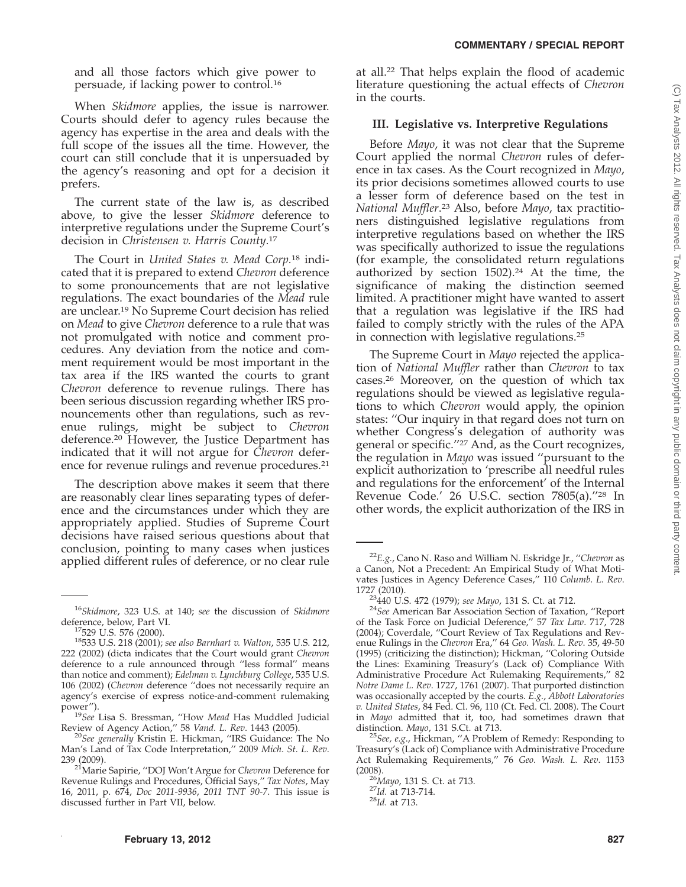and all those factors which give power to persuade, if lacking power to control.[16]

When *Skidmore* applies, the issue is narrower. Courts should defer to agency rules because the agency has expertise in the area and deals with the full scope of the issues all the time. However, the court can still conclude that it is unpersuaded by the agency's reasoning and opt for a decision it prefers.

The current state of the law is, as described above, to give the lesser *Skidmore* deference to interpretive regulations under the Supreme Court's decision in *Christensen v. Harris County*.[17]

The Court in *United States v. Mead Corp.*[18] indicated that it is prepared to extend *Chevron* deference to some pronouncements that are not legislative regulations. The exact boundaries of the *Mead* rule are unclear.[19] No Supreme Court decision has relied on *Mead* to give *Chevron* deference to a rule that was not promulgated with notice and comment procedures. Any deviation from the notice and comment requirement would be most important in the tax area if the IRS wanted the courts to grant *Chevron* deference to revenue rulings. There has been serious discussion regarding whether IRS pronouncements other than regulations, such as revenue rulings, might be subject to *Chevron* deference.[20] However, the Justice Department has indicated that it will not argue for *Chevron* deference for revenue rulings and revenue procedures.[21]

The description above makes it seem that there are reasonably clear lines separating types of deference and the circumstances under which they are appropriately applied. Studies of Supreme Court decisions have raised serious questions about that conclusion, pointing to many cases when justices applied different rules of deference, or no clear rule at all.[22] That helps explain the flood of academic literature questioning the actual effects of *Chevron* in the courts.

## III. Legislative vs. Interpretive Regulations

Before *Mayo*, it was not clear that the Supreme Court applied the normal *Chevron* rules of deference in tax cases. As the Court recognized in *Mayo*, its prior decisions sometimes allowed courts to use a lesser form of deference based on the test in *National Muffler*.[23] Also, before *Mayo*, tax practitioners distinguished legislative regulations from interpretive regulations based on whether the IRS was specifically authorized to issue the regulations (for example, the consolidated return regulations authorized by section 1502).[24] At the time, the significance of making the distinction seemed limited. A practitioner might have wanted to assert that a regulation was legislative if the IRS had failed to comply strictly with the rules of the APA in connection with legislative regulations.[25]

The Supreme Court in *Mayo* rejected the application of *National Muffler* rather than *Chevron* to tax cases.[26] Moreover, on the question of which tax regulations should be viewed as legislative regulations to which *Chevron* would apply, the opinion states: "Our inquiry in that regard does not turn on whether Congress's delegation of authority was general or specific."[27] And, as the Court recognizes, the regulation in *Mayo* was issued "pursuant to the explicit authorization to 'prescribe all needful rules and regulations for the enforcement' of the Internal Revenue Code.' 26 U.S.C. section 7805(a)."[28] In other words, the explicit authorization of the IRS in

---

[16]*Skidmore*, 323 U.S. at 140; *see* the discussion of *Skidmore* deference, below, Part VI.

[17]529 U.S. 576 (2000).

[18]533 U.S. 218 (2001); *see also Barnhart v. Walton*, 535 U.S. 212, 222 (2002) (dicta indicates that the Court would grant *Chevron* deference to a rule announced through "less formal" means than notice and comment); *Edelman v. Lynchburg College*, 535 U.S. 106 (2002) (*Chevron* deference "does not necessarily require an agency's exercise of express notice-and-comment rulemaking power").

[19]*See* Lisa S. Bressman, "How *Mead* Has Muddled Judicial Review of Agency Action," 58 *Vand. L. Rev*. 1443 (2005).

[20]*See generally* Kristin E. Hickman, "IRS Guidance: The No Man's Land of Tax Code Interpretation," 2009 *Mich. St. L. Rev*. 239 (2009).

[21]Marie Sapirie, "DOJ Won't Argue for *Chevron* Deference for Revenue Rulings and Procedures, Official Says," *Tax Notes*, May 16, 2011, p. 674, *Doc 2011-9936*, *2011 TNT 90-7*. This issue is discussed further in Part VII, below.

[22]*E.g.*, Cano N. Raso and William N. Eskridge Jr., "*Chevron* as a Canon, Not a Precedent: An Empirical Study of What Motivates Justices in Agency Deference Cases," 110 *Columb. L. Rev*. 1727 (2010).

[23]440 U.S. 472 (1979); *see Mayo*, 131 S. Ct. at 712.

[24]*See* American Bar Association Section of Taxation, "Report of the Task Force on Judicial Deference," 57 *Tax Law*. 717, 728 (2004); Coverdale, "Court Review of Tax Regulations and Revenue Rulings in the *Chevron* Era," 64 *Geo. Wash. L. Rev*. 35, 49-50 (1995) (criticizing the distinction); Hickman, "Coloring Outside the Lines: Examining Treasury's (Lack of) Compliance With Administrative Procedure Act Rulemaking Requirements," 82 *Notre Dame L. Rev*. 1727, 1761 (2007). That purported distinction was occasionally accepted by the courts. *E.g.*, *Abbott Laboratories v. United States*, 84 Fed. Cl. 96, 110 (Ct. Fed. Cl. 2008). The Court in *Mayo* admitted that it, too, had sometimes drawn that distinction. *Mayo*, 131 S.Ct. at 713.

[25]*See, e.g.*, Hickman, "A Problem of Remedy: Responding to Treasury's (Lack of) Compliance with Administrative Procedure Act Rulemaking Requirements," 76 *Geo. Wash. L. Rev*. 1153 (2008).

[26]*Mayo*, 131 S. Ct. at 713.

[27]*Id.* at 713-714.

[28]*Id.* at 713.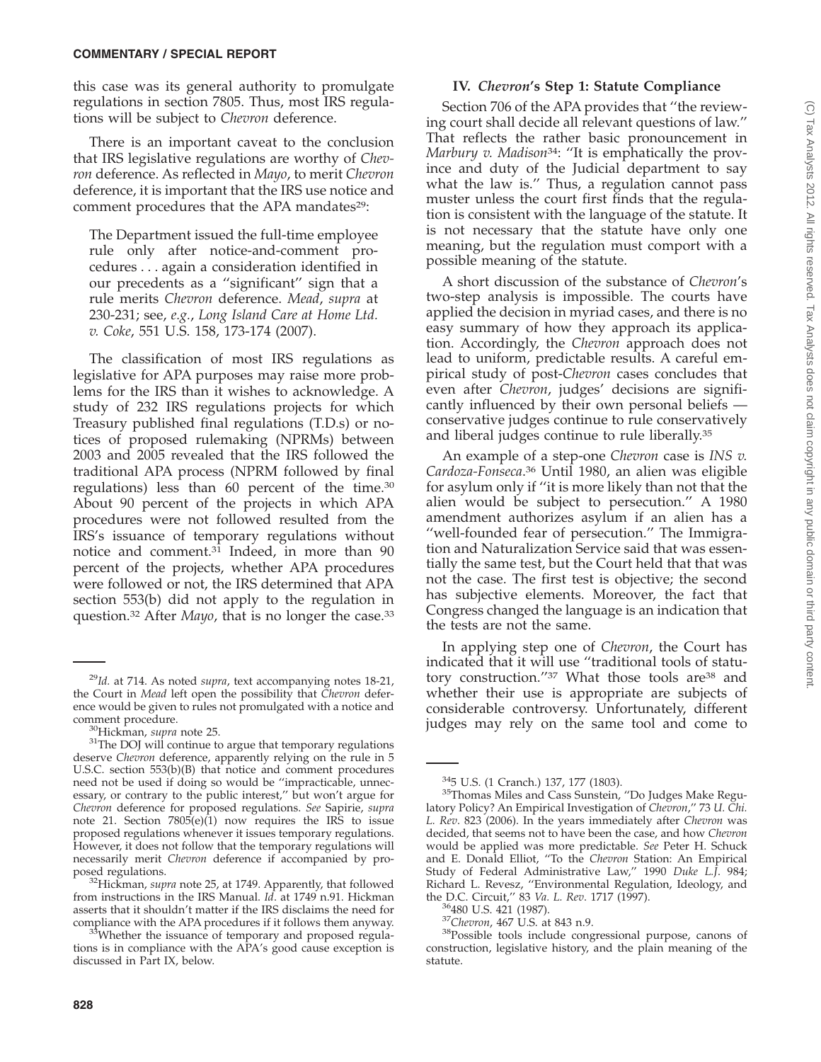this case was its general authority to promulgate regulations in section 7805. Thus, most IRS regulations will be subject to *Chevron* deference.

There is an important caveat to the conclusion that IRS legislative regulations are worthy of *Chevron* deference. As reflected in *Mayo*, to merit *Chevron* deference, it is important that the IRS use notice and comment procedures that the APA mandates[29]:

> The Department issued the full-time employee rule only after notice-and-comment procedures . . . again a consideration identified in our precedents as a ''significant'' sign that a rule merits *Chevron* deference. *Mead*, *supra* at 230-231; see, *e.g.*, *Long Island Care at Home Ltd. v. Coke*, 551 U.S. 158, 173-174 (2007).

The classification of most IRS regulations as legislative for APA purposes may raise more problems for the IRS than it wishes to acknowledge. A study of 232 IRS regulations projects for which Treasury published final regulations (T.D.s) or notices of proposed rulemaking (NPRMs) between 2003 and 2005 revealed that the IRS followed the traditional APA process (NPRM followed by final regulations) less than 60 percent of the time.[30] About 90 percent of the projects in which APA procedures were not followed resulted from the IRS's issuance of temporary regulations without notice and comment.[31] Indeed, in more than 90 percent of the projects, whether APA procedures were followed or not, the IRS determined that APA section 553(b) did not apply to the regulation in question.[32] After *Mayo*, that is no longer the case.[33]

## IV. *Chevron*'s Step 1: Statute Compliance

Section 706 of the APA provides that ''the reviewing court shall decide all relevant questions of law.'' That reflects the rather basic pronouncement in *Marbury v. Madison*[34]: ''It is emphatically the province and duty of the Judicial department to say what the law is.'' Thus, a regulation cannot pass muster unless the court first finds that the regulation is consistent with the language of the statute. It is not necessary that the statute have only one meaning, but the regulation must comport with a possible meaning of the statute.

A short discussion of the substance of *Chevron*'s two-step analysis is impossible. The courts have applied the decision in myriad cases, and there is no easy summary of how they approach its application. Accordingly, the *Chevron* approach does not lead to uniform, predictable results. A careful empirical study of post-*Chevron* cases concludes that even after *Chevron*, judges' decisions are significantly influenced by their own personal beliefs — conservative judges continue to rule conservatively and liberal judges continue to rule liberally.[35]

An example of a step-one *Chevron* case is *INS v. Cardoza-Fonseca*.[36] Until 1980, an alien was eligible for asylum only if ''it is more likely than not that the alien would be subject to persecution.'' A 1980 amendment authorizes asylum if an alien has a ''well-founded fear of persecution.'' The Immigration and Naturalization Service said that was essentially the same test, but the Court held that that was not the case. The first test is objective; the second has subjective elements. Moreover, the fact that Congress changed the language is an indication that the tests are not the same.

In applying step one of *Chevron*, the Court has indicated that it will use ''traditional tools of statutory construction.''[37] What those tools are[38] and whether their use is appropriate are subjects of considerable controversy. Unfortunately, different judges may rely on the same tool and come to

---

[29] *Id.* at 714. As noted *supra*, text accompanying notes 18-21, the Court in *Mead* left open the possibility that *Chevron* deference would be given to rules not promulgated with a notice and comment procedure.

[30] Hickman, *supra* note 25.

[31] The DOJ will continue to argue that temporary regulations deserve *Chevron* deference, apparently relying on the rule in 5 U.S.C. section 553(b)(B) that notice and comment procedures need not be used if doing so would be ''impracticable, unnecessary, or contrary to the public interest,'' but won't argue for *Chevron* deference for proposed regulations. *See* Sapirie, *supra* note 21. Section 7805(e)(1) now requires the IRS to issue proposed regulations whenever it issues temporary regulations. However, it does not follow that the temporary regulations will necessarily merit *Chevron* deference if accompanied by proposed regulations.

[32] Hickman, *supra* note 25, at 1749. Apparently, that followed from instructions in the IRS Manual. *Id*. at 1749 n.91. Hickman asserts that it shouldn't matter if the IRS disclaims the need for compliance with the APA procedures if it follows them anyway.

[33] Whether the issuance of temporary and proposed regulations is in compliance with the APA's good cause exception is discussed in Part IX, below.

[34] 5 U.S. (1 Cranch.) 137, 177 (1803).

[35] Thomas Miles and Cass Sunstein, ''Do Judges Make Regulatory Policy? An Empirical Investigation of *Chevron*,'' 73 *U. Chi. L. Rev*. 823 (2006). In the years immediately after *Chevron* was decided, that seems not to have been the case, and how *Chevron* would be applied was more predictable. *See* Peter H. Schuck and E. Donald Elliot, ''To the *Chevron* Station: An Empirical Study of Federal Administrative Law,'' 1990 *Duke L.J*. 984; Richard L. Revesz, ''Environmental Regulation, Ideology, and the D.C. Circuit,'' 83 *Va. L. Rev*. 1717 (1997).

[36] 480 U.S. 421 (1987).

[37] *Chevron*, 467 U.S. at 843 n.9.

[38] Possible tools include congressional purpose, canons of construction, legislative history, and the plain meaning of the statute.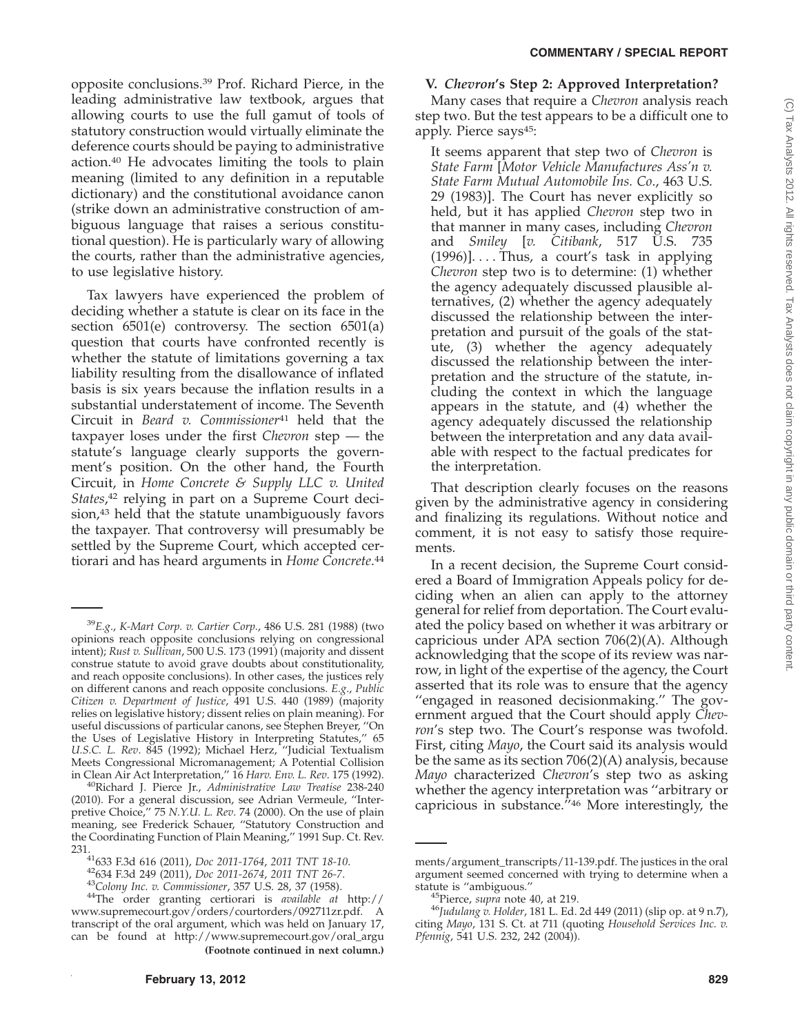opposite conclusions.[39] Prof. Richard Pierce, in the leading administrative law textbook, argues that allowing courts to use the full gamut of tools of statutory construction would virtually eliminate the deference courts should be paying to administrative action.[40] He advocates limiting the tools to plain meaning (limited to any definition in a reputable dictionary) and the constitutional avoidance canon (strike down an administrative construction of ambiguous language that raises a serious constitutional question). He is particularly wary of allowing the courts, rather than the administrative agencies, to use legislative history.

Tax lawyers have experienced the problem of deciding whether a statute is clear on its face in the section 6501(e) controversy. The section 6501(a) question that courts have confronted recently is whether the statute of limitations governing a tax liability resulting from the disallowance of inflated basis is six years because the inflation results in a substantial understatement of income. The Seventh Circuit in *Beard v. Commissioner*[41] held that the taxpayer loses under the first *Chevron* step — the statute's language clearly supports the government's position. On the other hand, the Fourth Circuit, in *Home Concrete & Supply LLC v. United States*,[42] relying in part on a Supreme Court decision,[43] held that the statute unambiguously favors the taxpayer. That controversy will presumably be settled by the Supreme Court, which accepted certiorari and has heard arguments in *Home Concrete*.[44]

## V. *Chevron*'s Step 2: Approved Interpretation?

Many cases that require a *Chevron* analysis reach step two. But the test appears to be a difficult one to apply. Pierce says[45]:

> It seems apparent that step two of *Chevron* is *State Farm* [*Motor Vehicle Manufactures Ass'n v. State Farm Mutual Automobile Ins. Co.*, 463 U.S. 29 (1983)]. The Court has never explicitly so held, but it has applied *Chevron* step two in that manner in many cases, including *Chevron* and *Smiley* [*v. Citibank*, 517 U.S. 735 (1996)]. . . . Thus, a court's task in applying *Chevron* step two is to determine: (1) whether the agency adequately discussed plausible alternatives, (2) whether the agency adequately discussed the relationship between the interpretation and pursuit of the goals of the statute, (3) whether the agency adequately discussed the relationship between the interpretation and the structure of the statute, including the context in which the language appears in the statute, and (4) whether the agency adequately discussed the relationship between the interpretation and any data available with respect to the factual predicates for the interpretation.

That description clearly focuses on the reasons given by the administrative agency in considering and finalizing its regulations. Without notice and comment, it is not easy to satisfy those requirements.

In a recent decision, the Supreme Court considered a Board of Immigration Appeals policy for deciding when an alien can apply to the attorney general for relief from deportation. The Court evaluated the policy based on whether it was arbitrary or capricious under APA section 706(2)(A). Although acknowledging that the scope of its review was narrow, in light of the expertise of the agency, the Court asserted that its role was to ensure that the agency ''engaged in reasoned decisionmaking.'' The government argued that the Court should apply *Chevron*'s step two. The Court's response was twofold. First, citing *Mayo*, the Court said its analysis would be the same as its section 706(2)(A) analysis, because *Mayo* characterized *Chevron*'s step two as asking whether the agency interpretation was ''arbitrary or capricious in substance.''[46] More interestingly, the

---

[39] *E.g.*, *K-Mart Corp. v. Cartier Corp.*, 486 U.S. 281 (1988) (two opinions reach opposite conclusions relying on congressional intent); *Rust v. Sullivan*, 500 U.S. 173 (1991) (majority and dissent construe statute to avoid grave doubts about constitutionality, and reach opposite conclusions). In other cases, the justices rely on different canons and reach opposite conclusions. *E.g.*, *Public Citizen v. Department of Justice*, 491 U.S. 440 (1989) (majority relies on legislative history; dissent relies on plain meaning). For useful discussions of particular canons, see Stephen Breyer, ''On the Uses of Legislative History in Interpreting Statutes,'' 65 *U.S.C. L. Rev*. 845 (1992); Michael Herz, ''Judicial Textualism Meets Congressional Micromanagement; A Potential Collision in Clean Air Act Interpretation,'' 16 *Harv. Env. L. Rev*. 175 (1992).

[40] Richard J. Pierce Jr., *Administrative Law Treatise* 238-240 (2010). For a general discussion, see Adrian Vermeule, ''Interpretive Choice,'' 75 *N.Y.U. L. Rev*. 74 (2000). On the use of plain meaning, see Frederick Schauer, ''Statutory Construction and the Coordinating Function of Plain Meaning,'' 1991 Sup. Ct. Rev. 231.

[41] 633 F.3d 616 (2011), *Doc 2011-1764*, *2011 TNT 18-10*.

[42] 634 F.3d 249 (2011), *Doc 2011-2674*, *2011 TNT 26-7*.

[43] *Colony Inc. v. Commissioner*, 357 U.S. 28, 37 (1958).

[44] The order granting certiorari is *available at* http://www.supremecourt.gov/orders/courtorders/092711zr.pdf. A transcript of the oral argument, which was held on January 17, can be found at http://www.supremecourt.gov/oral_arguments/argument_transcripts/11-139.pdf. The justices in the oral argument seemed concerned with trying to determine when a statute is ''ambiguous.''

[45] Pierce, *supra* note 40, at 219.

[46] *Judulang v. Holder*, 181 L. Ed. 2d 449 (2011) (slip op. at 9 n.7), citing *Mayo*, 131 S. Ct. at 711 (quoting *Household Services Inc. v. Pfennig*, 541 U.S. 232, 242 (2004)).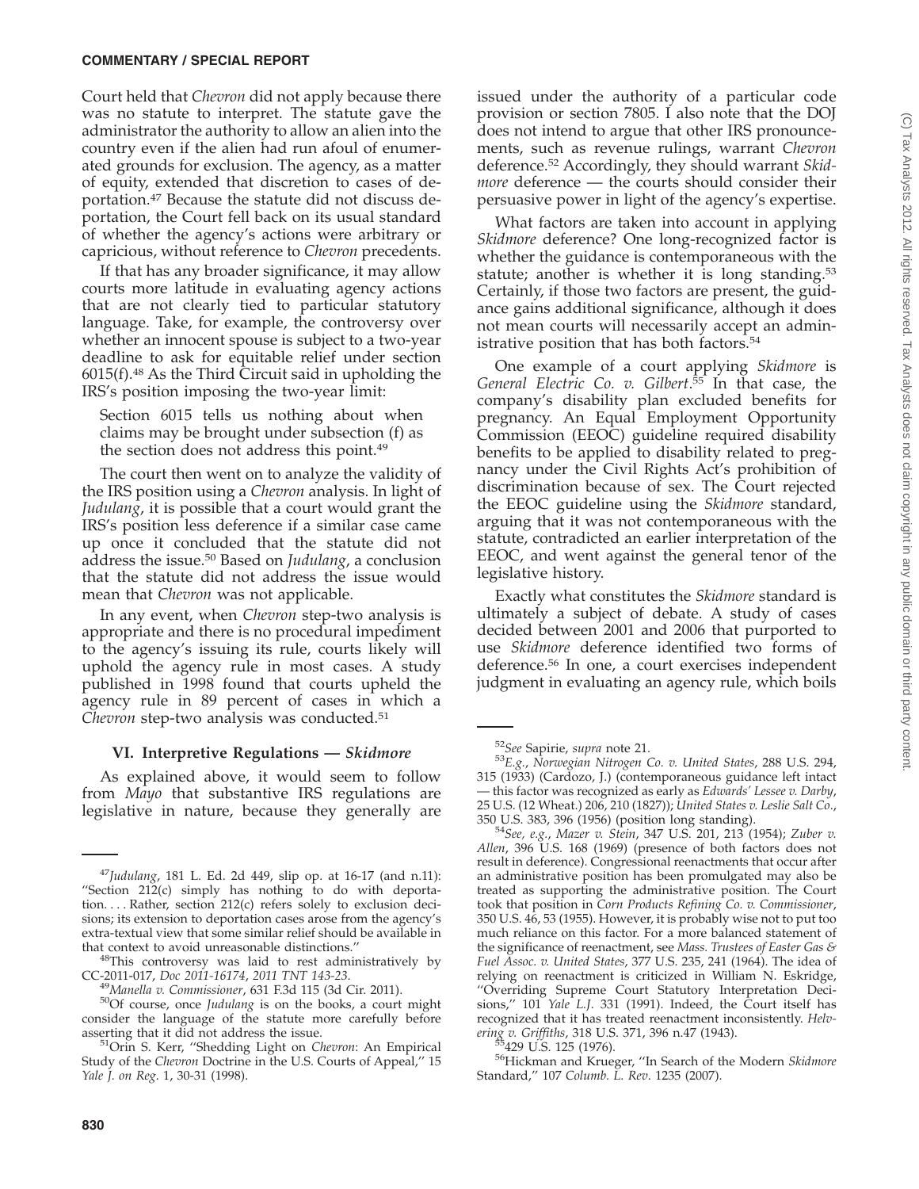Court held that *Chevron* did not apply because there was no statute to interpret. The statute gave the administrator the authority to allow an alien into the country even if the alien had run afoul of enumerated grounds for exclusion. The agency, as a matter of equity, extended that discretion to cases of deportation.[47] Because the statute did not discuss deportation, the Court fell back on its usual standard of whether the agency's actions were arbitrary or capricious, without reference to *Chevron* precedents.

If that has any broader significance, it may allow courts more latitude in evaluating agency actions that are not clearly tied to particular statutory language. Take, for example, the controversy over whether an innocent spouse is subject to a two-year deadline to ask for equitable relief under section 6015(f).[48] As the Third Circuit said in upholding the IRS's position imposing the two-year limit:

> Section 6015 tells us nothing about when claims may be brought under subsection (f) as the section does not address this point.[49]

The court then went on to analyze the validity of the IRS position using a *Chevron* analysis. In light of *Judulang*, it is possible that a court would grant the IRS's position less deference if a similar case came up once it concluded that the statute did not address the issue.[50] Based on *Judulang*, a conclusion that the statute did not address the issue would mean that *Chevron* was not applicable.

In any event, when *Chevron* step-two analysis is appropriate and there is no procedural impediment to the agency's issuing its rule, courts likely will uphold the agency rule in most cases. A study published in 1998 found that courts upheld the agency rule in 89 percent of cases in which a *Chevron* step-two analysis was conducted.[51]

### VI. Interpretive Regulations — *Skidmore*

As explained above, it would seem to follow from *Mayo* that substantive IRS regulations are legislative in nature, because they generally are issued under the authority of a particular code provision or section 7805. I also note that the DOJ does not intend to argue that other IRS pronouncements, such as revenue rulings, warrant *Chevron* deference.[52] Accordingly, they should warrant *Skidmore* deference — the courts should consider their persuasive power in light of the agency's expertise.

What factors are taken into account in applying *Skidmore* deference? One long-recognized factor is whether the guidance is contemporaneous with the statute; another is whether it is long standing.[53] Certainly, if those two factors are present, the guidance gains additional significance, although it does not mean courts will necessarily accept an administrative position that has both factors.[54]

One example of a court applying *Skidmore* is *General Electric Co. v. Gilbert*.[55] In that case, the company's disability plan excluded benefits for pregnancy. An Equal Employment Opportunity Commission (EEOC) guideline required disability benefits to be applied to disability related to pregnancy under the Civil Rights Act's prohibition of discrimination because of sex. The Court rejected the EEOC guideline using the *Skidmore* standard, arguing that it was not contemporaneous with the statute, contradicted an earlier interpretation of the EEOC, and went against the general tenor of the legislative history.

Exactly what constitutes the *Skidmore* standard is ultimately a subject of debate. A study of cases decided between 2001 and 2006 that purported to use *Skidmore* deference identified two forms of deference.[56] In one, a court exercises independent judgment in evaluating an agency rule, which boils

---

[47] *Judulang*, 181 L. Ed. 2d 449, slip op. at 16-17 (and n.11): "Section 212(c) simply has nothing to do with deportation. . . . Rather, section 212(c) refers solely to exclusion decisions; its extension to deportation cases arose from the agency's extra-textual view that some similar relief should be available in that context to avoid unreasonable distinctions."

[48] This controversy was laid to rest administratively by CC-2011-017, *Doc 2011-16174*, *2011 TNT 143-23*.

[49] *Manella v. Commissioner*, 631 F.3d 115 (3d Cir. 2011).

[50] Of course, once *Judulang* is on the books, a court might consider the language of the statute more carefully before asserting that it did not address the issue.

[51] Orin S. Kerr, "Shedding Light on *Chevron*: An Empirical Study of the *Chevron* Doctrine in the U.S. Courts of Appeal," 15 *Yale J. on Reg*. 1, 30-31 (1998).

[52] *See* Sapirie, *supra* note 21.

[53] *E.g.*, *Norwegian Nitrogen Co. v. United States*, 288 U.S. 294, 315 (1933) (Cardozo, J.) (contemporaneous guidance left intact — this factor was recognized as early as *Edwards' Lessee v. Darby*, 25 U.S. (12 Wheat.) 206, 210 (1827)); *United States v. Leslie Salt Co*., 350 U.S. 383, 396 (1956) (position long standing).

[54] *See, e.g.*, *Mazer v. Stein*, 347 U.S. 201, 213 (1954); *Zuber v. Allen*, 396 U.S. 168 (1969) (presence of both factors does not result in deference). Congressional reenactments that occur after an administrative position has been promulgated may also be treated as supporting the administrative position. The Court took that position in *Corn Products Refining Co. v. Commissioner*, 350 U.S. 46, 53 (1955). However, it is probably wise not to put too much reliance on this factor. For a more balanced statement of the significance of reenactment, see *Mass. Trustees of Easter Gas & Fuel Assoc. v. United States*, 377 U.S. 235, 241 (1964). The idea of relying on reenactment is criticized in William N. Eskridge, "Overriding Supreme Court Statutory Interpretation Decisions," 101 *Yale L.J.* 331 (1991). Indeed, the Court itself has recognized that it has treated reenactment inconsistently. *Helvering v. Griffiths*, 318 U.S. 371, 396 n.47 (1943).

[55] 429 U.S. 125 (1976).

[56] Hickman and Krueger, "In Search of the Modern *Skidmore* Standard," 107 *Columb. L. Rev*. 1235 (2007).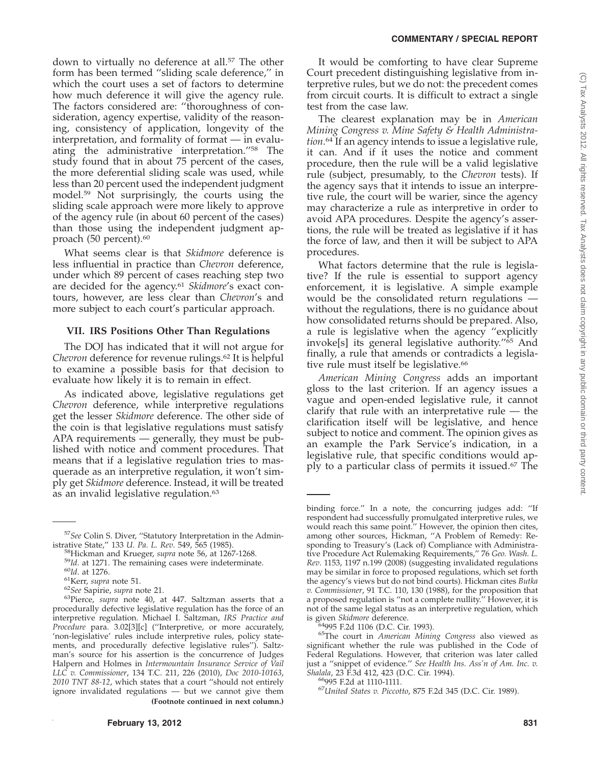down to virtually no deference at all.[57] The other form has been termed "sliding scale deference," in which the court uses a set of factors to determine how much deference it will give the agency rule. The factors considered are: "thoroughness of consideration, agency expertise, validity of the reasoning, consistency of application, longevity of the interpretation, and formality of format — in evaluating the administrative interpretation."[58] The study found that in about 75 percent of the cases, the more deferential sliding scale was used, while less than 20 percent used the independent judgment model.[59] Not surprisingly, the courts using the sliding scale approach were more likely to approve of the agency rule (in about 60 percent of the cases) than those using the independent judgment approach (50 percent).[60]

What seems clear is that *Skidmore* deference is less influential in practice than *Chevron* deference, under which 89 percent of cases reaching step two are decided for the agency.[61] *Skidmore*'s exact contours, however, are less clear than *Chevron*'s and more subject to each court's particular approach.

## VII. IRS Positions Other Than Regulations

The DOJ has indicated that it will not argue for *Chevron* deference for revenue rulings.[62] It is helpful to examine a possible basis for that decision to evaluate how likely it is to remain in effect.

As indicated above, legislative regulations get *Chevron* deference, while interpretive regulations get the lesser *Skidmore* deference. The other side of the coin is that legislative regulations must satisfy APA requirements — generally, they must be published with notice and comment procedures. That means that if a legislative regulation tries to masquerade as an interpretive regulation, it won't simply get *Skidmore* deference. Instead, it will be treated as an invalid legislative regulation.[63]

It would be comforting to have clear Supreme Court precedent distinguishing legislative from interpretive rules, but we do not: the precedent comes from circuit courts. It is difficult to extract a single test from the case law.

The clearest explanation may be in *American Mining Congress v. Mine Safety & Health Administration*.[64] If an agency intends to issue a legislative rule, it can. And if it uses the notice and comment procedure, then the rule will be a valid legislative rule (subject, presumably, to the *Chevron* tests). If the agency says that it intends to issue an interpretive rule, the court will be warier, since the agency may characterize a rule as interpretive in order to avoid APA procedures. Despite the agency's assertions, the rule will be treated as legislative if it has the force of law, and then it will be subject to APA procedures.

What factors determine that the rule is legislative? If the rule is essential to support agency enforcement, it is legislative. A simple example would be the consolidated return regulations — without the regulations, there is no guidance about how consolidated returns should be prepared. Also, a rule is legislative when the agency "explicitly invoke[s] its general legislative authority."[65] And finally, a rule that amends or contradicts a legislative rule must itself be legislative.[66]

*American Mining Congress* adds an important gloss to the last criterion. If an agency issues a vague and open-ended legislative rule, it cannot clarify that rule with an interpretative rule — the clarification itself will be legislative, and hence subject to notice and comment. The opinion gives as an example the Park Service's indication, in a legislative rule, that specific conditions would apply to a particular class of permits it issued.[67] The

---

[57]*See* Colin S. Diver, "Statutory Interpretation in the Administrative State," 133 *U. Pa. L. Rev.* 549, 565 (1985).

[58]Hickman and Krueger, *supra* note 56, at 1267-1268.

[59]*Id.* at 1271. The remaining cases were indeterminate.

[60]*Id.* at 1276.

[61]Kerr, *supra* note 51.

[62]*See* Sapirie, *supra* note 21.

[63]Pierce, *supra* note 40, at 447. Saltzman asserts that a procedurally defective legislative regulation has the force of an interpretive regulation. Michael I. Saltzman, *IRS Practice and Procedure* para. 3.02[3][c] ("Interpretive, or more accurately, 'non-legislative' rules include interpretive rules, policy statements, and procedurally defective legislative rules"). Saltzman's source for his assertion is the concurrence of Judges Halpern and Holmes in *Intermountain Insurance Service of Vail LLC v. Commissioner*, 134 T.C. 211, 226 (2010), *Doc 2010-10163*, *2010 TNT 88-12*, which states that a court "should not entirely ignore invalidated regulations — but we cannot give them binding force." In a note, the concurring judges add: "If respondent had successfully promulgated interpretive rules, we would reach this same point." However, the opinion then cites, among other sources, Hickman, "A Problem of Remedy: Responding to Treasury's (Lack of) Compliance with Administrative Procedure Act Rulemaking Requirements," 76 *Geo. Wash. L. Rev.* 1153, 1197 n.199 (2008) (suggesting invalidated regulations may be similar in force to proposed regulations, which set forth the agency's views but do not bind courts). Hickman cites *Butka v. Commissioner*, 91 T.C. 110, 130 (1988), for the proposition that a proposed regulation is "not a complete nullity." However, it is not of the same legal status as an interpretive regulation, which is given *Skidmore* deference.

[64]995 F.2d 1106 (D.C. Cir. 1993).

[65]The court in *American Mining Congress* also viewed as significant whether the rule was published in the Code of Federal Regulations. However, that criterion was later called just a "snippet of evidence." *See Health Ins. Ass'n of Am. Inc. v. Shalala*, 23 F.3d 412, 423 (D.C. Cir. 1994).

[66]995 F.2d at 1110-1111.

[67]*United States v. Piccotto*, 875 F.2d 345 (D.C. Cir. 1989).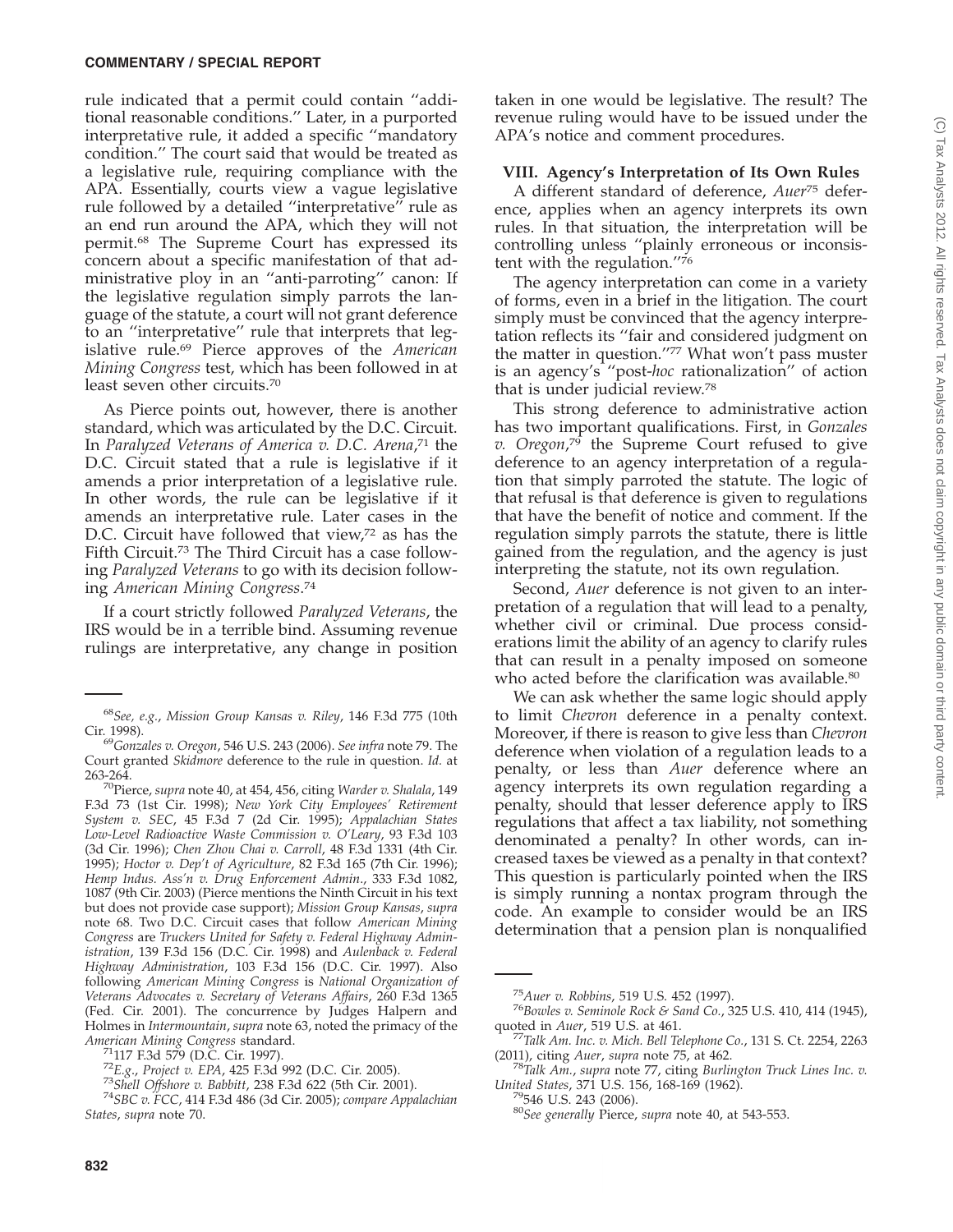rule indicated that a permit could contain ''additional reasonable conditions.'' Later, in a purported interpretative rule, it added a specific ''mandatory condition.'' The court said that would be treated as a legislative rule, requiring compliance with the APA. Essentially, courts view a vague legislative rule followed by a detailed ''interpretative'' rule as an end run around the APA, which they will not permit.[68] The Supreme Court has expressed its concern about a specific manifestation of that administrative ploy in an ''anti-parroting'' canon: If the legislative regulation simply parrots the language of the statute, a court will not grant deference to an ''interpretative'' rule that interprets that legislative rule.[69] Pierce approves of the *American Mining Congress* test, which has been followed in at least seven other circuits.[70]

As Pierce points out, however, there is another standard, which was articulated by the D.C. Circuit. In *Paralyzed Veterans of America v. D.C. Arena*,[71] the D.C. Circuit stated that a rule is legislative if it amends a prior interpretation of a legislative rule. In other words, the rule can be legislative if it amends an interpretative rule. Later cases in the D.C. Circuit have followed that view,[72] as has the Fifth Circuit.[73] The Third Circuit has a case following *Paralyzed Veterans* to go with its decision following *American Mining Congress*.[74]

If a court strictly followed *Paralyzed Veterans*, the IRS would be in a terrible bind. Assuming revenue rulings are interpretative, any change in position taken in one would be legislative. The result? The revenue ruling would have to be issued under the APA's notice and comment procedures.

## VIII. Agency's Interpretation of Its Own Rules

A different standard of deference, *Auer*[75] deference, applies when an agency interprets its own rules. In that situation, the interpretation will be controlling unless ''plainly erroneous or inconsistent with the regulation.''[76]

The agency interpretation can come in a variety of forms, even in a brief in the litigation. The court simply must be convinced that the agency interpretation reflects its ''fair and considered judgment on the matter in question.''[77] What won't pass muster is an agency's ''post-*hoc* rationalization'' of action that is under judicial review.[78]

This strong deference to administrative action has two important qualifications. First, in *Gonzales v. Oregon*,[79] the Supreme Court refused to give deference to an agency interpretation of a regulation that simply parroted the statute. The logic of that refusal is that deference is given to regulations that have the benefit of notice and comment. If the regulation simply parrots the statute, there is little gained from the regulation, and the agency is just interpreting the statute, not its own regulation.

Second, *Auer* deference is not given to an interpretation of a regulation that will lead to a penalty, whether civil or criminal. Due process considerations limit the ability of an agency to clarify rules that can result in a penalty imposed on someone who acted before the clarification was available.[80]

We can ask whether the same logic should apply to limit *Chevron* deference in a penalty context. Moreover, if there is reason to give less than *Chevron* deference when violation of a regulation leads to a penalty, or less than *Auer* deference where an agency interprets its own regulation regarding a penalty, should that lesser deference apply to IRS regulations that affect a tax liability, not something denominated a penalty? In other words, can increased taxes be viewed as a penalty in that context? This question is particularly pointed when the IRS is simply running a nontax program through the code. An example to consider would be an IRS determination that a pension plan is nonqualified

---

[68]*See, e.g.*, *Mission Group Kansas v. Riley*, 146 F.3d 775 (10th Cir. 1998).

[69]*Gonzales v. Oregon*, 546 U.S. 243 (2006). *See infra* note 79. The Court granted *Skidmore* deference to the rule in question. *Id.* at 263-264.

[70]Pierce, *supra* note 40, at 454, 456, citing *Warder v. Shalala*, 149 F.3d 73 (1st Cir. 1998); *New York City Employees' Retirement System v. SEC*, 45 F.3d 7 (2d Cir. 1995); *Appalachian States Low-Level Radioactive Waste Commission v. O'Leary*, 93 F.3d 103 (3d Cir. 1996); *Chen Zhou Chai v. Carroll*, 48 F.3d 1331 (4th Cir. 1995); *Hoctor v. Dep't of Agriculture*, 82 F.3d 165 (7th Cir. 1996); *Hemp Indus. Ass'n v. Drug Enforcement Admin.*, 333 F.3d 1082, 1087 (9th Cir. 2003) (Pierce mentions the Ninth Circuit in his text but does not provide case support); *Mission Group Kansas*, *supra* note 68. Two D.C. Circuit cases that follow *American Mining Congress* are *Truckers United for Safety v. Federal Highway Administration*, 139 F.3d 156 (D.C. Cir. 1998) and *Aulenback v. Federal Highway Administration*, 103 F.3d 156 (D.C. Cir. 1997). Also following *American Mining Congress* is *National Organization of Veterans Advocates v. Secretary of Veterans Affairs*, 260 F.3d 1365 (Fed. Cir. 2001). The concurrence by Judges Halpern and Holmes in *Intermountain*, *supra* note 63, noted the primacy of the *American Mining Congress* standard.

[71]117 F.3d 579 (D.C. Cir. 1997).

[72]*E.g.*, *Project v. EPA*, 425 F.3d 992 (D.C. Cir. 2005).

[73]*Shell Offshore v. Babbitt*, 238 F.3d 622 (5th Cir. 2001).

[74]*SBC v. FCC*, 414 F.3d 486 (3d Cir. 2005); *compare Appalachian States*, *supra* note 70.

[75]*Auer v. Robbins*, 519 U.S. 452 (1997).

[76]*Bowles v. Seminole Rock & Sand Co.*, 325 U.S. 410, 414 (1945), quoted in *Auer*, 519 U.S. at 461.

[77]*Talk Am. Inc. v. Mich. Bell Telephone Co.*, 131 S. Ct. 2254, 2263 (2011), citing *Auer*, *supra* note 75, at 462.

[78]*Talk Am.*, *supra* note 77, citing *Burlington Truck Lines Inc. v. United States*, 371 U.S. 156, 168-169 (1962).

[79]546 U.S. 243 (2006).

[80]*See generally* Pierce, *supra* note 40, at 543-553.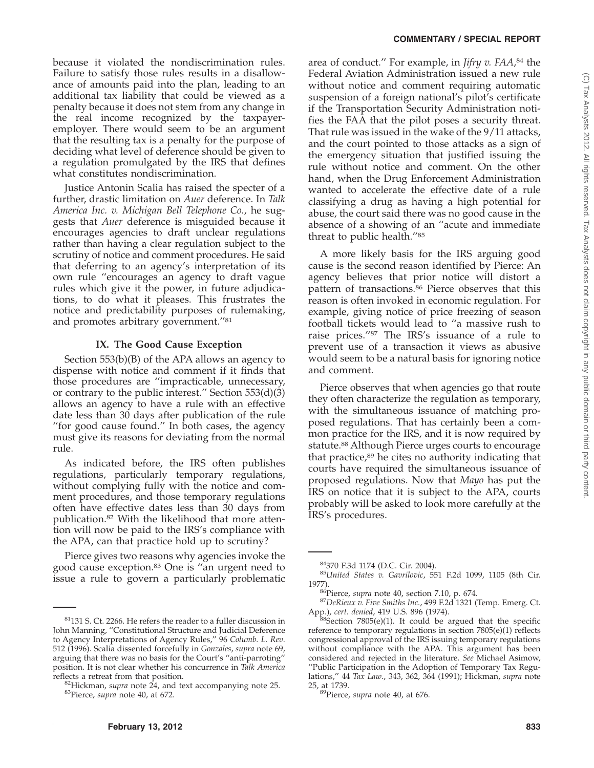because it violated the nondiscrimination rules. Failure to satisfy those rules results in a disallowance of amounts paid into the plan, leading to an additional tax liability that could be viewed as a penalty because it does not stem from any change in the real income recognized by the taxpayer-employer. There would seem to be an argument that the resulting tax is a penalty for the purpose of deciding what level of deference should be given to a regulation promulgated by the IRS that defines what constitutes nondiscrimination.

Justice Antonin Scalia has raised the specter of a further, drastic limitation on *Auer* deference. In *Talk America Inc. v. Michigan Bell Telephone Co.*, he suggests that *Auer* deference is misguided because it encourages agencies to draft unclear regulations rather than having a clear regulation subject to the scrutiny of notice and comment procedures. He said that deferring to an agency's interpretation of its own rule "encourages an agency to draft vague rules which give it the power, in future adjudications, to do what it pleases. This frustrates the notice and predictability purposes of rulemaking, and promotes arbitrary government."[81]

## IX. The Good Cause Exception

Section 553(b)(B) of the APA allows an agency to dispense with notice and comment if it finds that those procedures are "impracticable, unnecessary, or contrary to the public interest." Section 553(d)(3) allows an agency to have a rule with an effective date less than 30 days after publication of the rule "for good cause found." In both cases, the agency must give its reasons for deviating from the normal rule.

As indicated before, the IRS often publishes regulations, particularly temporary regulations, without complying fully with the notice and comment procedures, and those temporary regulations often have effective dates less than 30 days from publication.[82] With the likelihood that more attention will now be paid to the IRS's compliance with the APA, can that practice hold up to scrutiny?

Pierce gives two reasons why agencies invoke the good cause exception.[83] One is "an urgent need to issue a rule to govern a particularly problematic area of conduct." For example, in *Jifry v. FAA*,[84] the Federal Aviation Administration issued a new rule without notice and comment requiring automatic suspension of a foreign national's pilot's certificate if the Transportation Security Administration notifies the FAA that the pilot poses a security threat. That rule was issued in the wake of the 9/11 attacks, and the court pointed to those attacks as a sign of the emergency situation that justified issuing the rule without notice and comment. On the other hand, when the Drug Enforcement Administration wanted to accelerate the effective date of a rule classifying a drug as having a high potential for abuse, the court said there was no good cause in the absence of a showing of an "acute and immediate threat to public health."[85]

A more likely basis for the IRS arguing good cause is the second reason identified by Pierce: An agency believes that prior notice will distort a pattern of transactions.[86] Pierce observes that this reason is often invoked in economic regulation. For example, giving notice of price freezing of season football tickets would lead to "a massive rush to raise prices."[87] The IRS's issuance of a rule to prevent use of a transaction it views as abusive would seem to be a natural basis for ignoring notice and comment.

Pierce observes that when agencies go that route they often characterize the regulation as temporary, with the simultaneous issuance of matching proposed regulations. That has certainly been a common practice for the IRS, and it is now required by statute.[88] Although Pierce urges courts to encourage that practice,[89] he cites no authority indicating that courts have required the simultaneous issuance of proposed regulations. Now that *Mayo* has put the IRS on notice that it is subject to the APA, courts probably will be asked to look more carefully at the IRS's procedures.

---

[81] 131 S. Ct. 2266. He refers the reader to a fuller discussion in John Manning, "Constitutional Structure and Judicial Deference to Agency Interpretations of Agency Rules," 96 *Columb. L. Rev.* 512 (1996). Scalia dissented forcefully in *Gonzales*, *supra* note 69, arguing that there was no basis for the Court's "anti-parroting" position. It is not clear whether his concurrence in *Talk America* reflects a retreat from that position.

[82] Hickman, *supra* note 24, and text accompanying note 25.

[83] Pierce, *supra* note 40, at 672.

[84] 370 F.3d 1174 (D.C. Cir. 2004).

[85] *United States v. Gavrilovic*, 551 F.2d 1099, 1105 (8th Cir. 1977).

[86] Pierce, *supra* note 40, section 7.10, p. 674.

[87] *DeRieux v. Five Smiths Inc.*, 499 F.2d 1321 (Temp. Emerg. Ct. App.), *cert. denied*, 419 U.S. 896 (1974).

[88] Section 7805(e)(1). It could be argued that the specific reference to temporary regulations in section 7805(e)(1) reflects congressional approval of the IRS issuing temporary regulations without compliance with the APA. This argument has been considered and rejected in the literature. *See* Michael Asimow, "Public Participation in the Adoption of Temporary Tax Regulations," 44 *Tax Law.*, 343, 362, 364 (1991); Hickman, *supra* note 25, at 1739.

[89] Pierce, *supra* note 40, at 676.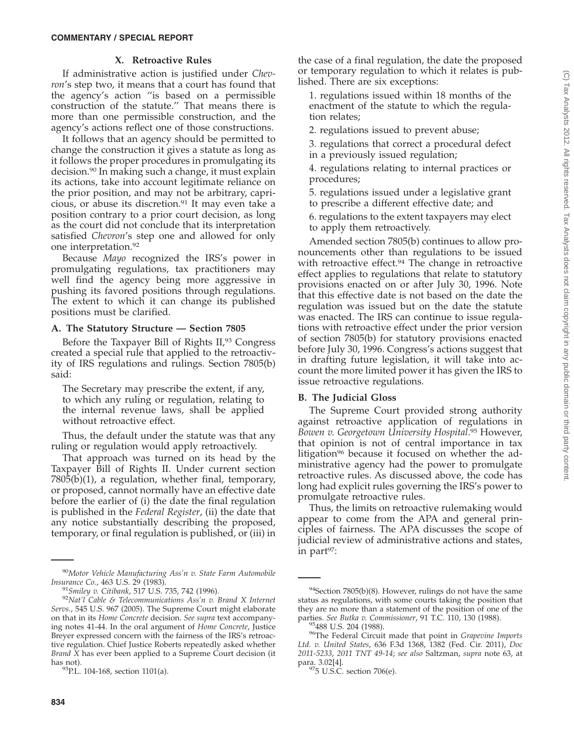## X. Retroactive Rules

If administrative action is justified under *Chevron*'s step two, it means that a court has found that the agency's action "is based on a permissible construction of the statute." That means there is more than one permissible construction, and the agency's actions reflect one of those constructions.

It follows that an agency should be permitted to change the construction it gives a statute as long as it follows the proper procedures in promulgating its decision.[90] In making such a change, it must explain its actions, take into account legitimate reliance on the prior position, and may not be arbitrary, capricious, or abuse its discretion.[91] It may even take a position contrary to a prior court decision, as long as the court did not conclude that its interpretation satisfied *Chevron*'s step one and allowed for only one interpretation.[92]

Because *Mayo* recognized the IRS's power in promulgating regulations, tax practitioners may well find the agency being more aggressive in pushing its favored positions through regulations. The extent to which it can change its published positions must be clarified.

### A. The Statutory Structure — Section 7805

Before the Taxpayer Bill of Rights II,[93] Congress created a special rule that applied to the retroactivity of IRS regulations and rulings. Section 7805(b) said:

> The Secretary may prescribe the extent, if any, to which any ruling or regulation, relating to the internal revenue laws, shall be applied without retroactive effect.

Thus, the default under the statute was that any ruling or regulation would apply retroactively.

That approach was turned on its head by the Taxpayer Bill of Rights II. Under current section 7805(b)(1), a regulation, whether final, temporary, or proposed, cannot normally have an effective date before the earlier of (i) the date the final regulation is published in the *Federal Register*, (ii) the date that any notice substantially describing the proposed, temporary, or final regulation is published, or (iii) in the case of a final regulation, the date the proposed or temporary regulation to which it relates is published. There are six exceptions:

> 1. regulations issued within 18 months of the enactment of the statute to which the regulation relates;
>
> 2. regulations issued to prevent abuse;
>
> 3. regulations that correct a procedural defect in a previously issued regulation;
>
> 4. regulations relating to internal practices or procedures;
>
> 5. regulations issued under a legislative grant to prescribe a different effective date; and
>
> 6. regulations to the extent taxpayers may elect to apply them retroactively.

Amended section 7805(b) continues to allow pronouncements other than regulations to be issued with retroactive effect.[94] The change in retroactive effect applies to regulations that relate to statutory provisions enacted on or after July 30, 1996. Note that this effective date is not based on the date the regulation was issued but on the date the statute was enacted. The IRS can continue to issue regulations with retroactive effect under the prior version of section 7805(b) for statutory provisions enacted before July 30, 1996. Congress's actions suggest that in drafting future legislation, it will take into account the more limited power it has given the IRS to issue retroactive regulations.

### B. The Judicial Gloss

The Supreme Court provided strong authority against retroactive application of regulations in *Bowen v. Georgetown University Hospital*.[95] However, that opinion is not of central importance in tax litigation[96] because it focused on whether the administrative agency had the power to promulgate retroactive rules. As discussed above, the code has long had explicit rules governing the IRS's power to promulgate retroactive rules.

Thus, the limits on retroactive rulemaking would appear to come from the APA and general principles of fairness. The APA discusses the scope of judicial review of administrative actions and states, in part[97]:

---

[90] *Motor Vehicle Manufacturing Ass'n v. State Farm Automobile Insurance Co.*, 463 U.S. 29 (1983).

[91] *Smiley v. Citibank*, 517 U.S. 735, 742 (1996).

[92] *Nat'l Cable & Telecommunications Ass'n v. Brand X Internet Servs.*, 545 U.S. 967 (2005). The Supreme Court might elaborate on that in its *Home Concrete* decision. *See supra* text accompanying notes 41-44. In the oral argument of *Home Concrete*, Justice Breyer expressed concern with the fairness of the IRS's retroactive regulation. Chief Justice Roberts repeatedly asked whether *Brand X* has ever been applied to a Supreme Court decision (it has not).

[93] P.L. 104-168, section 1101(a).

[94] Section 7805(b)(8). However, rulings do not have the same status as regulations, with some courts taking the position that they are no more than a statement of the position of one of the parties. *See Butka v. Commissioner*, 91 T.C. 110, 130 (1988).

[95] 488 U.S. 204 (1988).

[96] The Federal Circuit made that point in *Grapevine Imports Ltd. v. United States*, 636 F.3d 1368, 1382 (Fed. Cir. 2011), *Doc 2011-5233*, *2011 TNT 49-14*; *see also* Saltzman, *supra* note 63, at para. 3.02[4].

[97] 5 U.S.C. section 706(e).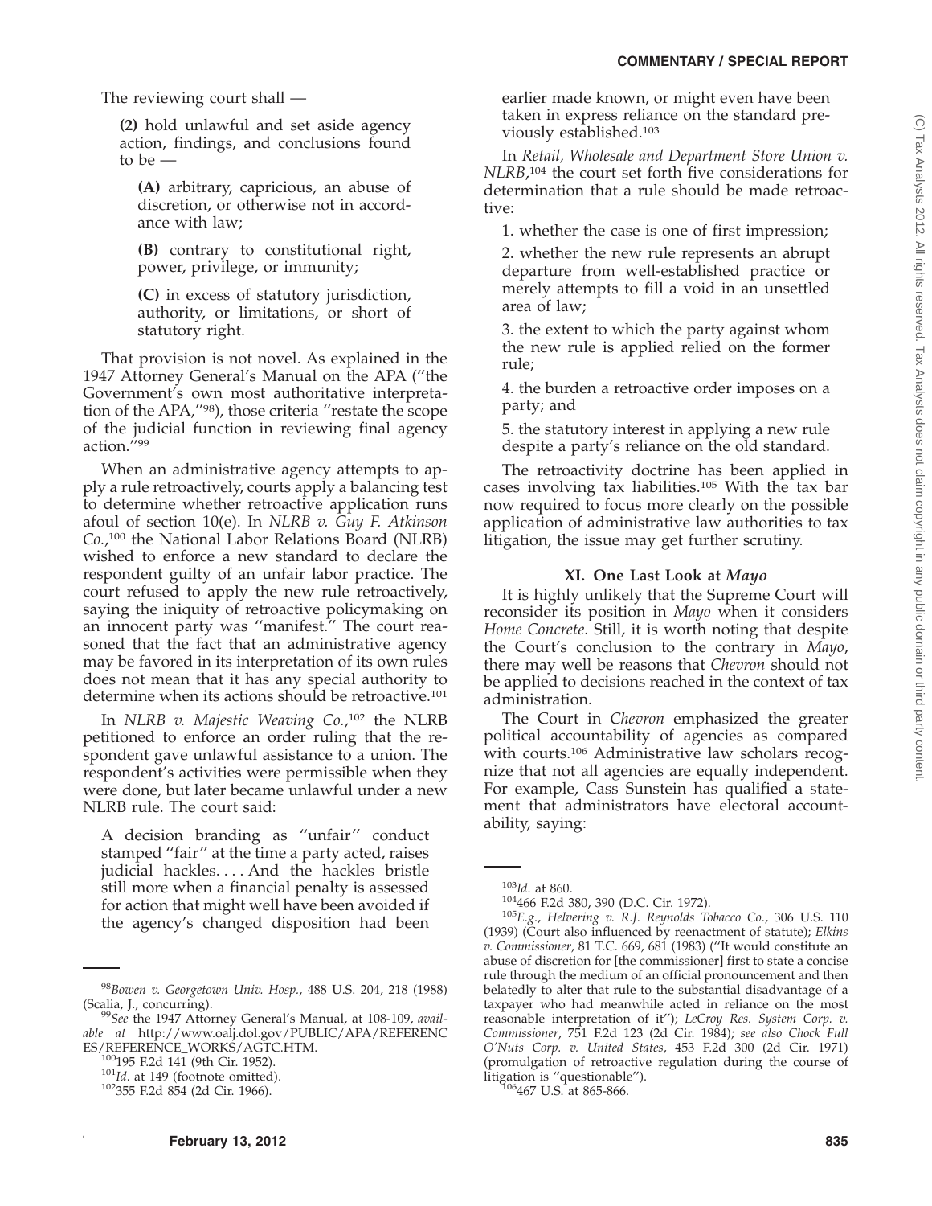The reviewing court shall —

> **(2)** hold unlawful and set aside agency action, findings, and conclusions found to be —
>
> > **(A)** arbitrary, capricious, an abuse of discretion, or otherwise not in accordance with law;
> >
> > **(B)** contrary to constitutional right, power, privilege, or immunity;
> >
> > **(C)** in excess of statutory jurisdiction, authority, or limitations, or short of statutory right.

That provision is not novel. As explained in the 1947 Attorney General's Manual on the APA (''the Government's own most authoritative interpretation of the APA,''[98]), those criteria ''restate the scope of the judicial function in reviewing final agency action.''[99]

When an administrative agency attempts to apply a rule retroactively, courts apply a balancing test to determine whether retroactive application runs afoul of section 10(e). In *NLRB v. Guy F. Atkinson Co.*,[100] the National Labor Relations Board (NLRB) wished to enforce a new standard to declare the respondent guilty of an unfair labor practice. The court refused to apply the new rule retroactively, saying the iniquity of retroactive policymaking on an innocent party was ''manifest.'' The court reasoned that the fact that an administrative agency may be favored in its interpretation of its own rules does not mean that it has any special authority to determine when its actions should be retroactive.[101]

In *NLRB v. Majestic Weaving Co.*,[102] the NLRB petitioned to enforce an order ruling that the respondent gave unlawful assistance to a union. The respondent's activities were permissible when they were done, but later became unlawful under a new NLRB rule. The court said:

> A decision branding as ''unfair'' conduct stamped ''fair'' at the time a party acted, raises judicial hackles. . . . And the hackles bristle still more when a financial penalty is assessed for action that might well have been avoided if the agency's changed disposition had been earlier made known, or might even have been taken in express reliance on the standard previously established.[103]

In *Retail, Wholesale and Department Store Union v. NLRB*,[104] the court set forth five considerations for determination that a rule should be made retroactive:

1. whether the case is one of first impression;
2. whether the new rule represents an abrupt departure from well-established practice or merely attempts to fill a void in an unsettled area of law;
3. the extent to which the party against whom the new rule is applied relied on the former rule;
4. the burden a retroactive order imposes on a party; and
5. the statutory interest in applying a new rule despite a party's reliance on the old standard.

The retroactivity doctrine has been applied in cases involving tax liabilities.[105] With the tax bar now required to focus more clearly on the possible application of administrative law authorities to tax litigation, the issue may get further scrutiny.

### XI. One Last Look at *Mayo*

It is highly unlikely that the Supreme Court will reconsider its position in *Mayo* when it considers *Home Concrete*. Still, it is worth noting that despite the Court's conclusion to the contrary in *Mayo*, there may well be reasons that *Chevron* should not be applied to decisions reached in the context of tax administration.

The Court in *Chevron* emphasized the greater political accountability of agencies as compared with courts.[106] Administrative law scholars recognize that not all agencies are equally independent. For example, Cass Sunstein has qualified a statement that administrators have electoral accountability, saying:

---

[98] *Bowen v. Georgetown Univ. Hosp.*, 488 U.S. 204, 218 (1988) (Scalia, J., concurring).

[99] *See* the 1947 Attorney General's Manual, at 108-109, *available at* http://www.oalj.dol.gov/PUBLIC/APA/REFERENCES/REFERENCE_WORKS/AGTC.HTM.

[100] 195 F.2d 141 (9th Cir. 1952).

[101] *Id.* at 149 (footnote omitted).

[102] 355 F.2d 854 (2d Cir. 1966).

[103] *Id.* at 860.

[104] 466 F.2d 380, 390 (D.C. Cir. 1972).

[105] *E.g.*, *Helvering v. R.J. Reynolds Tobacco Co.*, 306 U.S. 110 (1939) (Court also influenced by reenactment of statute); *Elkins v. Commissioner*, 81 T.C. 669, 681 (1983) (''It would constitute an abuse of discretion for [the commissioner] first to state a concise rule through the medium of an official pronouncement and then belatedly to alter that rule to the substantial disadvantage of a taxpayer who had meanwhile acted in reliance on the most reasonable interpretation of it''); *LeCroy Res. System Corp. v. Commissioner*, 751 F.2d 123 (2d Cir. 1984); *see also Chock Full O'Nuts Corp. v. United States*, 453 F.2d 300 (2d Cir. 1971) (promulgation of retroactive regulation during the course of litigation is ''questionable'').

[106] 467 U.S. at 865-866.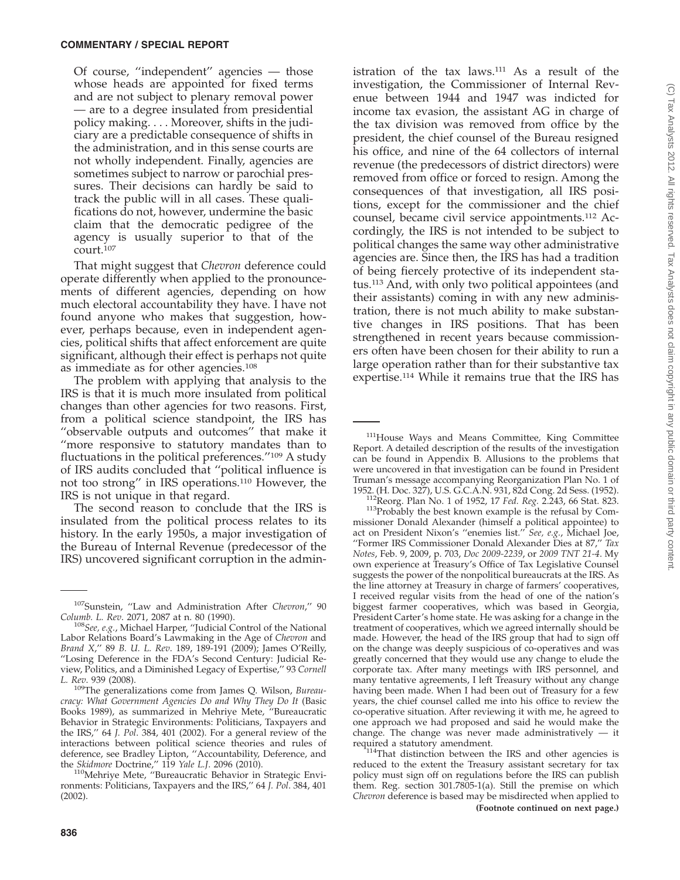> Of course, "independent" agencies — those whose heads are appointed for fixed terms and are not subject to plenary removal power — are to a degree insulated from presidential policy making. . . . Moreover, shifts in the judiciary are a predictable consequence of shifts in the administration, and in this sense courts are not wholly independent. Finally, agencies are sometimes subject to narrow or parochial pressures. Their decisions can hardly be said to track the public will in all cases. These qualifications do not, however, undermine the basic claim that the democratic pedigree of the agency is usually superior to that of the court.[107]

That might suggest that *Chevron* deference could operate differently when applied to the pronouncements of different agencies, depending on how much electoral accountability they have. I have not found anyone who makes that suggestion, however, perhaps because, even in independent agencies, political shifts that affect enforcement are quite significant, although their effect is perhaps not quite as immediate as for other agencies.[108]

The problem with applying that analysis to the IRS is that it is much more insulated from political changes than other agencies for two reasons. First, from a political science standpoint, the IRS has "observable outputs and outcomes" that make it "more responsive to statutory mandates than to fluctuations in the political preferences."[109] A study of IRS audits concluded that "political influence is not too strong" in IRS operations.[110] However, the IRS is not unique in that regard.

The second reason to conclude that the IRS is insulated from the political process relates to its history. In the early 1950s, a major investigation of the Bureau of Internal Revenue (predecessor of the IRS) uncovered significant corruption in the administration of the tax laws.[111] As a result of the investigation, the Commissioner of Internal Revenue between 1944 and 1947 was indicted for income tax evasion, the assistant AG in charge of the tax division was removed from office by the president, the chief counsel of the Bureau resigned his office, and nine of the 64 collectors of internal revenue (the predecessors of district directors) were removed from office or forced to resign. Among the consequences of that investigation, all IRS positions, except for the commissioner and the chief counsel, became civil service appointments.[112] Accordingly, the IRS is not intended to be subject to political changes the same way other administrative agencies are. Since then, the IRS has had a tradition of being fiercely protective of its independent status.[113] And, with only two political appointees (and their assistants) coming in with any new administration, there is not much ability to make substantive changes in IRS positions. That has been strengthened in recent years because commissioners often have been chosen for their ability to run a large operation rather than for their substantive tax expertise.[114] While it remains true that the IRS has

---

[107] Sunstein, "Law and Administration After *Chevron*," 90 *Columb. L. Rev*. 2071, 2087 at n. 80 (1990).

[108] *See, e.g.*, Michael Harper, "Judicial Control of the National Labor Relations Board's Lawmaking in the Age of *Chevron* and *Brand X*," 89 *B. U. L. Rev*. 189, 189-191 (2009); James O'Reilly, "Losing Deference in the FDA's Second Century: Judicial Review, Politics, and a Diminished Legacy of Expertise," 93 *Cornell L. Rev*. 939 (2008).

[109] The generalizations come from James Q. Wilson, *Bureaucracy: What Government Agencies Do and Why They Do It* (Basic Books 1989), as summarized in Mehriye Mete, "Bureaucratic Behavior in Strategic Environments: Politicians, Taxpayers and the IRS," 64 *J. Pol*. 384, 401 (2002). For a general review of the interactions between political science theories and rules of deference, see Bradley Lipton, "Accountability, Deference, and the *Skidmore* Doctrine," 119 *Yale L.J.* 2096 (2010).

[110] Mehriye Mete, "Bureaucratic Behavior in Strategic Environments: Politicians, Taxpayers and the IRS," 64 *J. Pol*. 384, 401 (2002).

[111] House Ways and Means Committee, King Committee Report. A detailed description of the results of the investigation can be found in Appendix B. Allusions to the problems that were uncovered in that investigation can be found in President Truman's message accompanying Reorganization Plan No. 1 of 1952. (H. Doc. 327), U.S. G.C.A.N. 931, 82d Cong. 2d Sess. (1952).

[112] Reorg. Plan No. 1 of 1952, 17 *Fed. Reg*. 2.243, 66 Stat. 823.

[113] Probably the best known example is the refusal by Commissioner Donald Alexander (himself a political appointee) to act on President Nixon's "enemies list." *See, e.g.*, Michael Joe, "Former IRS Commissioner Donald Alexander Dies at 87," *Tax Notes*, Feb. 9, 2009, p. 703, *Doc 2009-2239*, or *2009 TNT 21-4*. My own experience at Treasury's Office of Tax Legislative Counsel suggests the power of the nonpolitical bureaucrats at the IRS. As the line attorney at Treasury in charge of farmers' cooperatives, I received regular visits from the head of one of the nation's biggest farmer cooperatives, which was based in Georgia, President Carter's home state. He was asking for a change in the treatment of cooperatives, which we agreed internally should be made. However, the head of the IRS group that had to sign off on the change was deeply suspicious of co-operatives and was greatly concerned that they would use any change to elude the corporate tax. After many meetings with IRS personnel, and many tentative agreements, I left Treasury without any change having been made. When I had been out of Treasury for a few years, the chief counsel called me into his office to review the co-operative situation. After reviewing it with me, he agreed to one approach we had proposed and said he would make the change. The change was never made administratively — it required a statutory amendment.

[114] That distinction between the IRS and other agencies is reduced to the extent the Treasury assistant secretary for tax policy must sign off on regulations before the IRS can publish them. Reg. section 301.7805-1(a). Still the premise on which *Chevron* deference is based may be misdirected when applied to

**(Footnote continued on next page.)**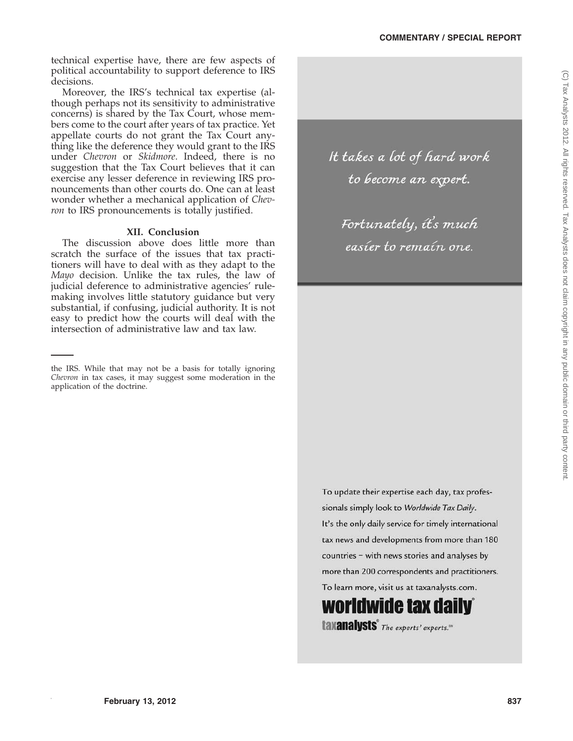technical expertise have, there are few aspects of political accountability to support deference to IRS decisions.

Moreover, the IRS's technical tax expertise (although perhaps not its sensitivity to administrative concerns) is shared by the Tax Court, whose members come to the court after years of tax practice. Yet appellate courts do not grant the Tax Court anything like the deference they would grant to the IRS under *Chevron* or *Skidmore*. Indeed, there is no suggestion that the Tax Court believes that it can exercise any lesser deference in reviewing IRS pronouncements than other courts do. One can at least wonder whether a mechanical application of *Chevron* to IRS pronouncements is totally justified.

## XII. Conclusion

The discussion above does little more than scratch the surface of the issues that tax practitioners will have to deal with as they adapt to the *Mayo* decision. Unlike the tax rules, the law of judicial deference to administrative agencies' rulemaking involves little statutory guidance but very substantial, if confusing, judicial authority. It is not easy to predict how the courts will deal with the intersection of administrative law and tax law.

---

the IRS. While that may not be a basis for totally ignoring *Chevron* in tax cases, it may suggest some moderation in the application of the doctrine.

It takes a lot of hard work to become an expert.

Fortunately, it's much easier to remain one.

To update their expertise each day, tax professionals simply look to *Worldwide Tax Daily*. It's the only daily service for timely international tax news and developments from more than 180 countries – with news stories and analyses by more than 200 correspondents and practitioners. To learn more, visit us at taxanalysts.com.

**worldwide tax daily**

**taxanalysts** *The experts' experts.*